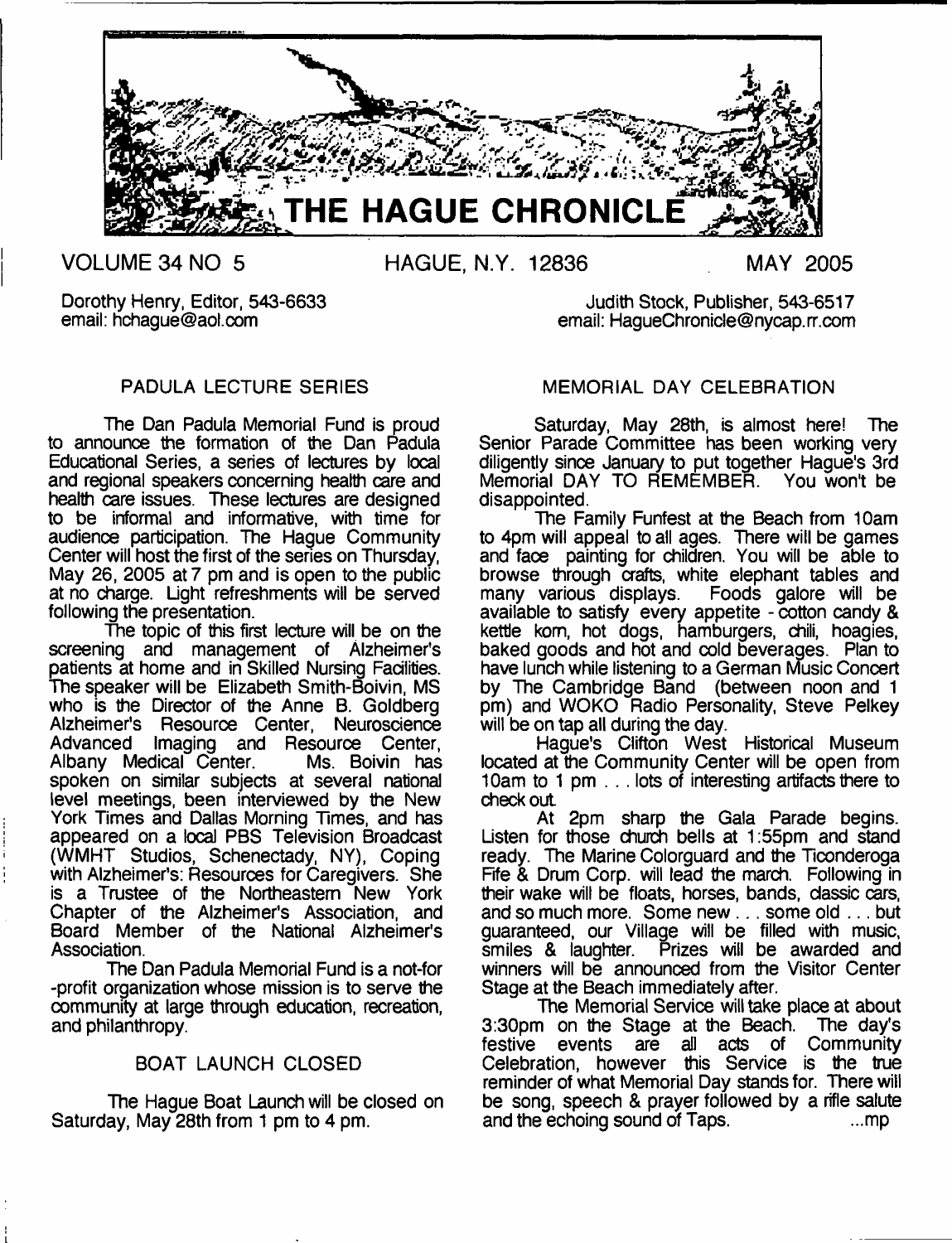# THE HAGUE CHRONICLE

VOLUME 34 NO 5 HAGUE, N.Y. 12836 MAY 2005

Dorothy Henry, Editor, 543-6633
email: hchague@aol.com

Judith Stock, Publisher, 543-6517
email: HagueChronicle@nycap.rr.com

## PADULA LECTURE SERIES

The Dan Padula Memorial Fund is proud to announce the formation of the Dan Padula Educational Series, a series of lectures by local and regional speakers concerning health care and health care issues. These lectures are designed to be informal and informative, with time for audience participation. The Hague Community Center will host the first of the series on Thursday, May 26, 2005 at 7 pm and is open to the public at no charge. Light refreshments will be served following the presentation.

The topic of this first lecture will be on the screening and management of Alzheimer's patients at home and in Skilled Nursing Facilities. The speaker will be Elizabeth Smith-Boivin, MS who is the Director of the Anne B. Goldberg Alzheimer's Resource Center, Neuroscience Advanced Imaging and Resource Center, Albany Medical Center. Ms. Boivin has spoken on similar subjects at several national level meetings, been interviewed by the New York Times and Dallas Morning Times, and has appeared on a local PBS Television Broadcast (WMHT Studios, Schenectady, NY), Coping with Alzheimer's: Resources for Caregivers. She is a Trustee of the Northeastern New York Chapter of the Alzheimer's Association, and Board Member of the National Alzheimer's Association.

The Dan Padula Memorial Fund is a not-for-profit organization whose mission is to serve the community at large through education, recreation, and philanthropy.

## BOAT LAUNCH CLOSED

The Hague Boat Launch will be closed on Saturday, May 28th from 1 pm to 4 pm.

## MEMORIAL DAY CELEBRATION

Saturday, May 28th, is almost here! The Senior Parade Committee has been working very diligently since January to put together Hague's 3rd Memorial DAY TO REMEMBER. You won't be disappointed.

The Family Funfest at the Beach from 10am to 4pm will appeal to all ages. There will be games and face painting for children. You will be able to browse through crafts, white elephant tables and many various displays. Foods galore will be available to satisfy every appetite - cotton candy & kettle korn, hot dogs, hamburgers, chili, hoagies, baked goods and hot and cold beverages. Plan to have lunch while listening to a German Music Concert by The Cambridge Band (between noon and 1 pm) and WOKO Radio Personality, Steve Pelkey will be on tap all during the day.

Hague's Clifton West Historical Museum located at the Community Center will be open from 10am to 1 pm . . . lots of interesting artifacts there to check out.

At 2pm sharp the Gala Parade begins. Listen for those church bells at 1:55pm and stand ready. The Marine Colorguard and the Ticonderoga Fife & Drum Corp. will lead the march. Following in their wake will be floats, horses, bands, classic cars, and so much more. Some new . . . some old . . . but guaranteed, our Village will be filled with music, smiles & laughter. Prizes will be awarded and winners will be announced from the Visitor Center Stage at the Beach immediately after.

The Memorial Service will take place at about 3:30pm on the Stage at the Beach. The day's festive events are all acts of Community Celebration, however this Service is the true reminder of what Memorial Day stands for. There will be song, speech & prayer followed by a rifle salute and the echoing sound of Taps. ...mp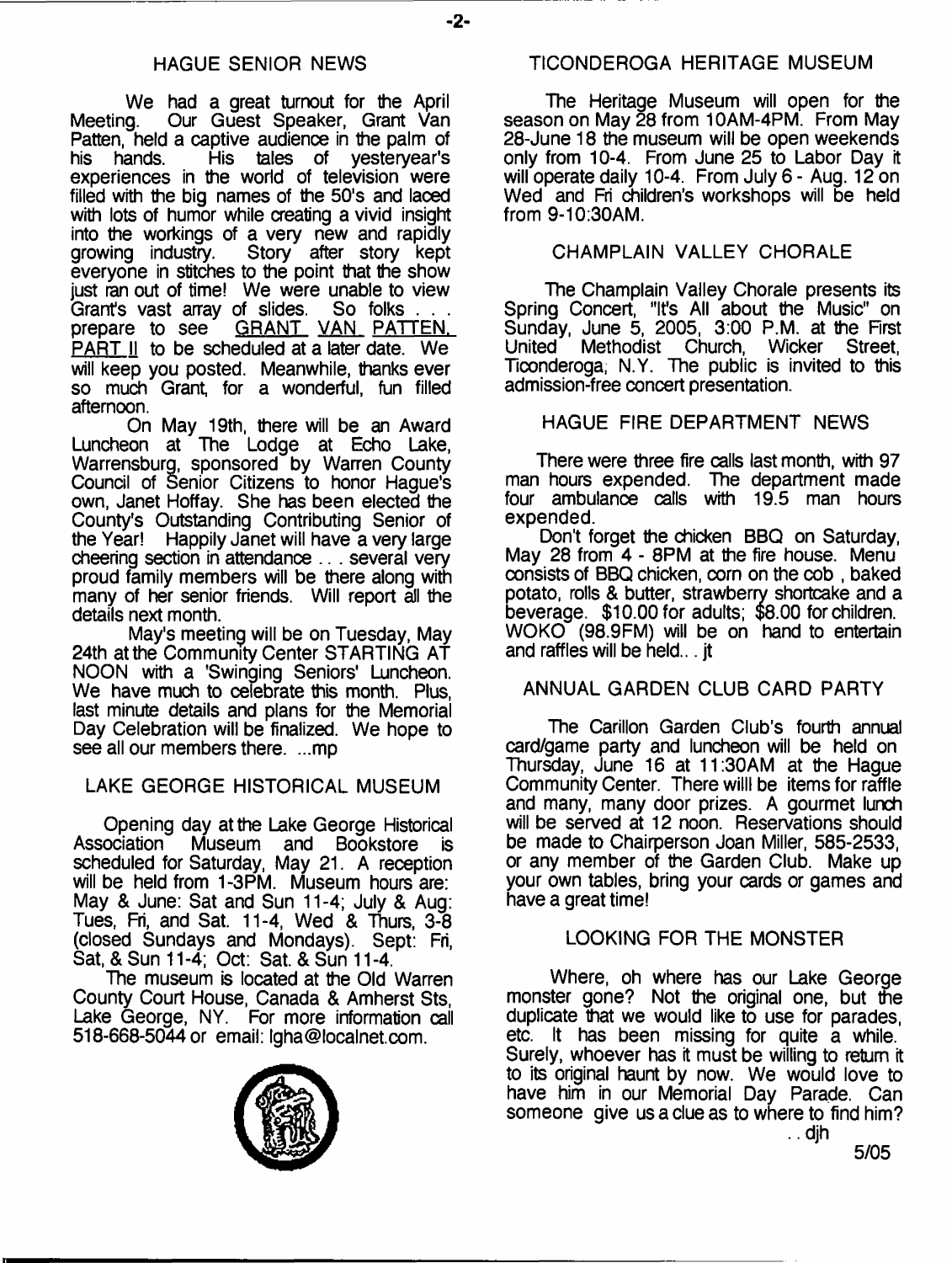## HAGUE SENIOR NEWS

We had a great turnout for the April Meeting. Our Guest Speaker, Grant Van Patten, held a captive audience in the palm of his hands. His tales of yesteryear's experiences in the world of television were filled with the big names of the 50's and laced with lots of humor while creating a vivid insight into the workings of a very new and rapidly growing industry. Story after story kept everyone in stitches to the point that the show just ran out of time! We were unable to view Grant's vast array of slides. So folks . . . prepare to see GRANT VAN PATTEN, PART II to be scheduled at a later date. We will keep you posted. Meanwhile, thanks ever so much Grant, for a wonderful, fun filled afternoon.

On May 19th, there will be an Award Luncheon at The Lodge at Echo Lake, Warrensburg, sponsored by Warren County Council of Senior Citizens to honor Hague's own, Janet Hoffay. She has been elected the County's Outstanding Contributing Senior of the Year! Happily Janet will have a very large cheering section in attendance . . . several very proud family members will be there along with many of her senior friends. Will report all the details next month.

May's meeting will be on Tuesday, May 24th at the Community Center STARTING AT NOON with a 'Swinging Seniors' Luncheon. We have much to celebrate this month. Plus, last minute details and plans for the Memorial Day Celebration will be finalized. We hope to see all our members there. ...mp

## LAKE GEORGE HISTORICAL MUSEUM

Opening day at the Lake George Historical Association Museum and Bookstore is scheduled for Saturday, May 21. A reception will be held from 1-3PM. Museum hours are: May & June: Sat and Sun 11-4; July & Aug: Tues, Fri, and Sat. 11-4, Wed & Thurs, 3-8 (closed Sundays and Mondays). Sept: Fri, Sat, & Sun 11-4; Oct: Sat. & Sun 11-4.

The museum is located at the Old Warren County Court House, Canada & Amherst Sts, Lake George, NY. For more information call 518-668-5044 or email: lgha@localnet.com.

## TICONDEROGA HERITAGE MUSEUM

The Heritage Museum will open for the season on May 28 from 10AM-4PM. From May 28-June 18 the museum will be open weekends only from 10-4. From June 25 to Labor Day it will operate daily 10-4. From July 6 - Aug. 12 on Wed and Fri children's workshops will be held from 9-10:30AM.

## CHAMPLAIN VALLEY CHORALE

The Champlain Valley Chorale presents its Spring Concert, "It's All about the Music" on Sunday, June 5, 2005, 3:00 P.M. at the First United Methodist Church, Wicker Street, Ticonderoga, N.Y. The public is invited to this admission-free concert presentation.

## HAGUE FIRE DEPARTMENT NEWS

There were three fire calls last month, with 97 man hours expended. The department made four ambulance calls with 19.5 man hours expended.

Don't forget the chicken BBQ on Saturday, May 28 from 4 - 8PM at the fire house. Menu consists of BBQ chicken, corn on the cob , baked potato, rolls & butter, strawberry shortcake and a beverage. $10.00 for adults; $8.00 for children. WOKO (98.9FM) will be on hand to entertain and raffles will be held.. . jt

## ANNUAL GARDEN CLUB CARD PARTY

The Carillon Garden Club's fourth annual card/game party and luncheon will be held on Thursday, June 16 at 11:30AM at the Hague Community Center. There willl be items for raffle and many, many door prizes. A gourmet lunch will be served at 12 noon. Reservations should be made to Chairperson Joan Miller, 585-2533, or any member of the Garden Club. Make up your own tables, bring your cards or games and have a great time!

## LOOKING FOR THE MONSTER

Where, oh where has our Lake George monster gone? Not the original one, but the duplicate that we would like to use for parades, etc. It has been missing for quite a while. Surely, whoever has it must be willing to return it to its original haunt by now. We would love to have him in our Memorial Day Parade. Can someone give us a clue as to where to find him? . . djh

5/05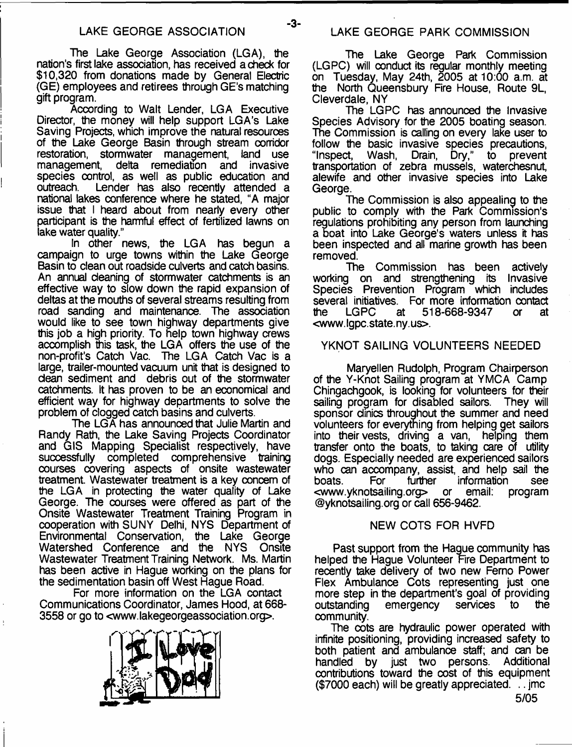## LAKE GEORGE ASSOCIATION

The Lake George Association (LGA), the nation's first lake association, has received a check for $10,320 from donations made by General Electric (GE) employees and retirees through GE's matching gift program.

According to Walt Lender, LGA Executive Director, the money will help support LGA's Lake Saving Projects, which improve the natural resources of the Lake George Basin through stream corridor restoration, stormwater management, land use management, delta remediation and invasive species control, as well as public education and outreach. Lender has also recently attended a national lakes conference where he stated, "A major issue that I heard about from nearly every other participant is the harmful effect of fertilized lawns on lake water quality."

In other news, the LGA has begun a campaign to urge towns within the Lake George Basin to clean out roadside culverts and catch basins. An annual cleaning of stormwater catchments is an effective way to slow down the rapid expansion of deltas at the mouths of several streams resulting from road sanding and maintenance. The association would like to see town highway departments give this job a high priority. To help town highway crews accomplish this task, the LGA offers the use of the non-profit's Catch Vac. The LGA Catch Vac is a large, trailer-mounted vacuum unit that is designed to clean sediment and debris out of the stormwater catchments. It has proven to be an economical and efficient way for highway departments to solve the problem of clogged catch basins and culverts.

The LGA has announced that Julie Martin and Randy Rath, the Lake Saving Projects Coordinator and GIS Mapping Specialist respectively, have successfully completed comprehensive training courses covering aspects of onsite wastewater treatment. Wastewater treatment is a key concern of the LGA in protecting the water quality of Lake George. The courses were offered as part of the Onsite Wastewater Treatment Training Program in cooperation with SUNY Delhi, NYS Department of Environmental Conservation, the Lake George Watershed Conference and the NYS Onsite Wastewater Treatment Training Network. Ms. Martin has been active in Hague working on the plans for the sedimentation basin off West Hague Road.

For more information on the LGA contact Communications Coordinator, James Hood, at 668-3558 or go to <www.lakegeorgeassociation.org>.

## LAKE GEORGE PARK COMMISSION

The Lake George Park Commission (LGPC) will conduct its regular monthly meeting on Tuesday, May 24th, 2005 at 10:00 a.m. at the North Queensbury Fire House, Route 9L, Cleverdale, NY

The LGPC has announced the Invasive Species Advisory for the 2005 boating season. The Commission is calling on every lake user to follow the basic invasive species precautions, "Inspect, Wash, Drain, Dry," to prevent transportation of zebra mussels, waterchesnut, alewife and other invasive species into Lake George.

The Commission is also appealing to the public to comply with the Park Commission's regulations prohibiting any person from launching a boat into Lake George's waters unless it has been inspected and all marine growth has been removed.

The Commission has been actively working on and strengthening its Invasive Species Prevention Program which includes several initiatives. For more information contact the LGPC at 518-668-9347 or at <www.lgpc.state.ny.us>.

## YKNOT SAILING VOLUNTEERS NEEDED

Maryellen Rudolph, Program Chairperson of the Y-Knot Sailing program at YMCA Camp Chingachgook, is looking for volunteers for their sailing program for disabled sailors. They will sponsor clinics throughout the summer and need volunteers for everything from helping get sailors into their vests, driving a van, helping them transfer onto the boats, to taking care of utility dogs. Especially needed are experienced sailors who can accompany, assist, and help sail the boats. For further information see <www.yknotsailing.org> or email: program @yknotsailing.org or call 656-9462.

## NEW COTS FOR HVFD

Past support from the Hague community has helped the Hague Volunteer Fire Department to recently take delivery of two new Ferno Power Flex Ambulance Cots representing just one more step in the department's goal of providing outstanding emergency services to the community.

The cots are hydraulic power operated with infinite positioning, providing increased safety to both patient and ambulance staff; and can be handled by just two persons. Additional contributions toward the cost of this equipment ($7000 each) will be greatly appreciated. . . jmc

5/05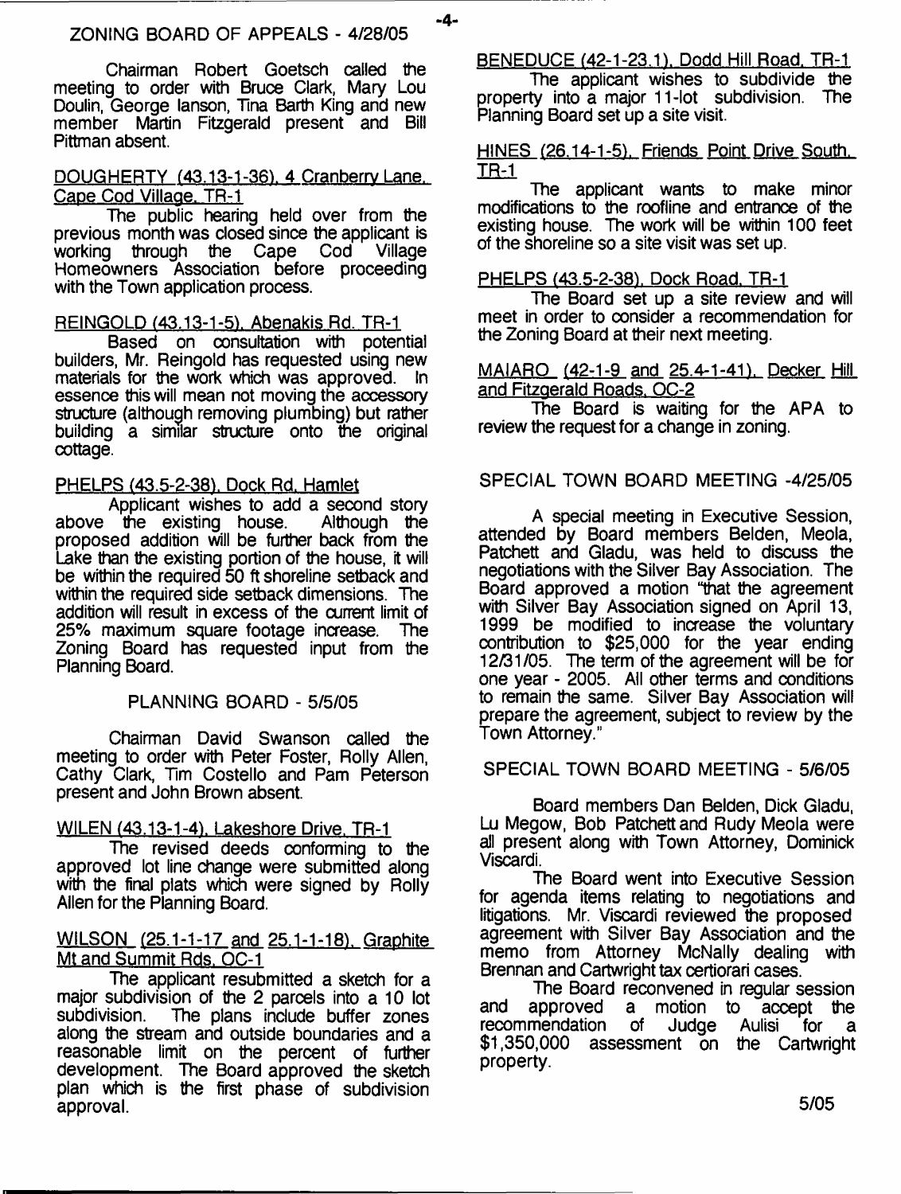## ZONING BOARD OF APPEALS - 4/28/05

Chairman Robert Goetsch called the meeting to order with Bruce Clark, Mary Lou Doulin, George Ianson, Tina Barth King and new member Martin Fitzgerald present and Bill Pittman absent.

DOUGHERTY (43.13-1-36), 4 Cranberry Lane, Cape Cod Village, TR-1

The public hearing held over from the previous month was closed since the applicant is working through the Cape Cod Village Homeowners Association before proceeding with the Town application process.

REINGOLD (43.13-1-5), Abenakis Rd. TR-1

Based on consultation with potential builders, Mr. Reingold has requested using new materials for the work which was approved. In essence this will mean not moving the accessory structure (although removing plumbing) but rather building a similar structure onto the original cottage.

PHELPS (43.5-2-38), Dock Rd, Hamlet

Applicant wishes to add a second story above the existing house. Although the proposed addition will be further back from the Lake than the existing portion of the house, it will be within the required 50 ft shoreline setback and within the required side setback dimensions. The addition will result in excess of the current limit of 25% maximum square footage increase. The Zoning Board has requested input from the Planning Board.

## PLANNING BOARD - 5/5/05

Chairman David Swanson called the meeting to order with Peter Foster, Rolly Allen, Cathy Clark, Tim Costello and Pam Peterson present and John Brown absent.

WILEN (43.13-1-4), Lakeshore Drive, TR-1

The revised deeds conforming to the approved lot line change were submitted along with the final plats which were signed by Rolly Allen for the Planning Board.

WILSON (25.1-1-17 and 25.1-1-18), Graphite Mt and Summit Rds, OC-1

The applicant resubmitted a sketch for a major subdivision of the 2 parcels into a 10 lot subdivision. The plans include buffer zones along the stream and outside boundaries and a reasonable limit on the percent of further development. The Board approved the sketch plan which is the first phase of subdivision approval.

BENEDUCE (42-1-23.1), Dodd Hill Road, TR-1

The applicant wishes to subdivide the property into a major 11-lot subdivision. The Planning Board set up a site visit.

HINES (26.14-1-5), Friends Point Drive South, TR-1

The applicant wants to make minor modifications to the roofline and entrance of the existing house. The work will be within 100 feet of the shoreline so a site visit was set up.

PHELPS (43.5-2-38), Dock Road, TR-1

The Board set up a site review and will meet in order to consider a recommendation for the Zoning Board at their next meeting.

MAIARO (42-1-9 and 25.4-1-41), Decker Hill and Fitzgerald Roads, OC-2

The Board is waiting for the APA to review the request for a change in zoning.

## SPECIAL TOWN BOARD MEETING -4/25/05

A special meeting in Executive Session, attended by Board members Belden, Meola, Patchett and Gladu, was held to discuss the negotiations with the Silver Bay Association. The Board approved a motion "that the agreement with Silver Bay Association signed on April 13, 1999 be modified to increase the voluntary contribution to $25,000 for the year ending 12/31/05. The term of the agreement will be for one year - 2005. All other terms and conditions to remain the same. Silver Bay Association will prepare the agreement, subject to review by the Town Attorney."

## SPECIAL TOWN BOARD MEETING - 5/6/05

Board members Dan Belden, Dick Gladu, Lu Megow, Bob Patchett and Rudy Meola were all present along with Town Attorney, Dominick Viscardi.

The Board went into Executive Session for agenda items relating to negotiations and litigations. Mr. Viscardi reviewed the proposed agreement with Silver Bay Association and the memo from Attorney McNally dealing with Brennan and Cartwright tax certiorari cases.

The Board reconvened in regular session and approved a motion to accept the recommendation of Judge Aulisi for a $1,350,000 assessment on the Cartwright property.

5/05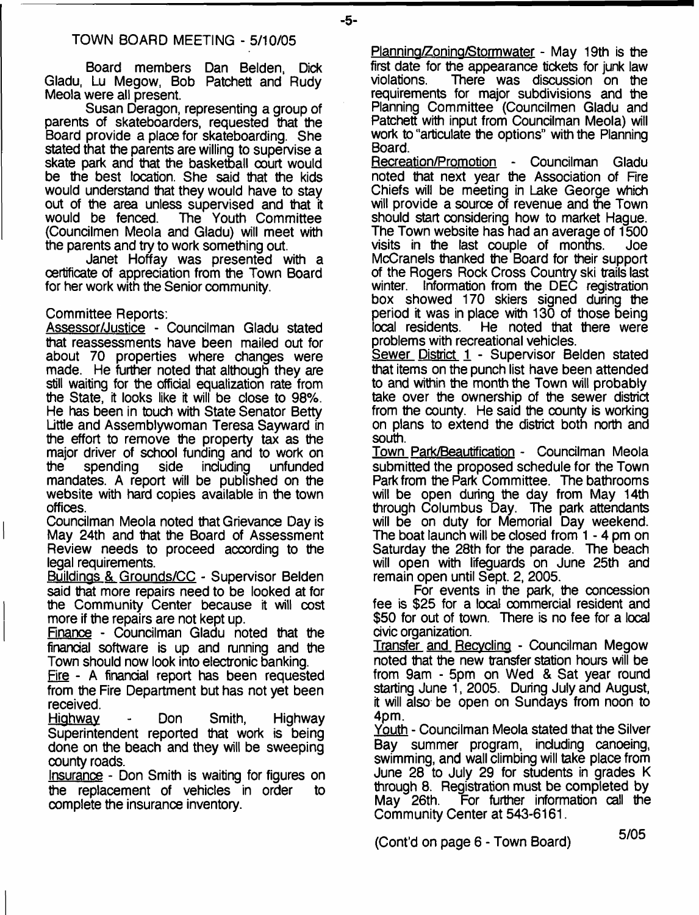## TOWN BOARD MEETING - 5/10/05

Board members Dan Belden, Dick Gladu, Lu Megow, Bob Patchett and Rudy Meola were all present.

Susan Deragon, representing a group of parents of skateboarders, requested that the Board provide a place for skateboarding. She stated that the parents are willing to supervise a skate park and that the basketball court would be the best location. She said that the kids would understand that they would have to stay out of the area unless supervised and that it would be fenced. The Youth Committee (Councilmen Meola and Gladu) will meet with the parents and try to work something out.

Janet Hoffay was presented with a certificate of appreciation from the Town Board for her work with the Senior community.

Committee Reports:

Assessor/Justice - Councilman Gladu stated that reassessments have been mailed out for about 70 properties where changes were made. He further noted that although they are still waiting for the official equalization rate from the State, it looks like it will be close to 98%. He has been in touch with State Senator Betty Little and Assemblywoman Teresa Sayward in the effort to remove the property tax as the major driver of school funding and to work on the spending side including unfunded mandates. A report will be published on the website with hard copies available in the town offices.

Councilman Meola noted that Grievance Day is May 24th and that the Board of Assessment Review needs to proceed according to the legal requirements.

Buildings & Grounds/CC - Supervisor Belden said that more repairs need to be looked at for the Community Center because it will cost more if the repairs are not kept up.

Finance - Councilman Gladu noted that the financial software is up and running and the Town should now look into electronic banking.

Fire - A financial report has been requested from the Fire Department but has not yet been received.

Highway - Don Smith, Highway Superintendent reported that work is being done on the beach and they will be sweeping county roads.

Insurance - Don Smith is waiting for figures on the replacement of vehicles in order to complete the insurance inventory.

Planning/Zoning/Stormwater - May 19th is the first date for the appearance tickets for junk law violations. There was discussion on the requirements for major subdivisions and the Planning Committee (Councilmen Gladu and Patchett with input from Councilman Meola) will work to "articulate the options" with the Planning Board.

Recreation/Promotion - Councilman Gladu noted that next year the Association of Fire Chiefs will be meeting in Lake George which will provide a source of revenue and the Town should start considering how to market Hague. The Town website has had an average of 1500 visits in the last couple of months. Joe McCranels thanked the Board for their support of the Rogers Rock Cross Country ski trails last winter. Information from the DEC registration box showed 170 skiers signed during the period it was in place with 130 of those being local residents. He noted that there were problems with recreational vehicles.

Sewer District 1 - Supervisor Belden stated that items on the punch list have been attended to and within the month the Town will probably take over the ownership of the sewer district from the county. He said the county is working on plans to extend the district both north and south.

Town Park/Beautification - Councilman Meola submitted the proposed schedule for the Town Park from the Park Committee. The bathrooms will be open during the day from May 14th through Columbus Day. The park attendants will be on duty for Memorial Day weekend. The boat launch will be closed from 1 - 4 pm on Saturday the 28th for the parade. The beach will open with lifeguards on June 25th and remain open until Sept. 2, 2005.

For events in the park, the concession fee is $25 for a local commercial resident and $50 for out of town. There is no fee for a local civic organization.

Transfer and Recycling - Councilman Megow noted that the new transfer station hours will be from 9am - 5pm on Wed & Sat year round starting June 1, 2005. During July and August, it will also be open on Sundays from noon to 4pm.

Youth - Councilman Meola stated that the Silver Bay summer program, including canoeing, swimming, and wall climbing will take place from June 28 to July 29 for students in grades K through 8. Registration must be completed by May 26th. For further information call the Community Center at 543-6161.

(Cont'd on page 6 - Town Board)

5/05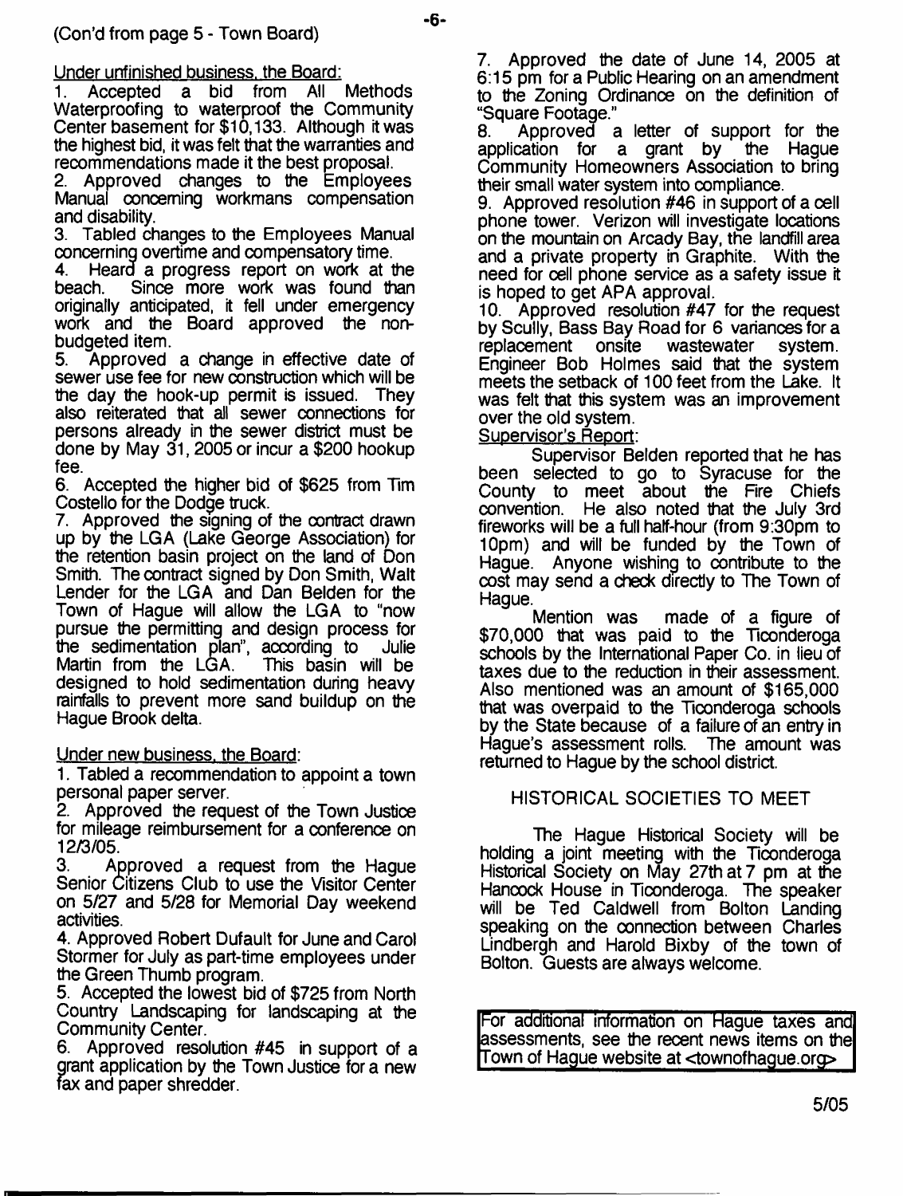(Con'd from page 5 - Town Board)

Under unfinished business, the Board:

1. Accepted a bid from All Methods Waterproofing to waterproof the Community Center basement for $10,133. Although it was the highest bid, it was felt that the warranties and recommendations made it the best proposal.
2. Approved changes to the Employees Manual concerning workmans compensation and disability.
3. Tabled changes to the Employees Manual concerning overtime and compensatory time.
4. Heard a progress report on work at the beach. Since more work was found than originally anticipated, it fell under emergency work and the Board approved the non-budgeted item.
5. Approved a change in effective date of sewer use fee for new construction which will be the day the hook-up permit is issued. They also reiterated that all sewer connections for persons already in the sewer district must be done by May 31, 2005 or incur a $200 hookup fee.
6. Accepted the higher bid of $625 from Tim Costello for the Dodge truck.
7. Approved the signing of the contract drawn up by the LGA (Lake George Association) for the retention basin project on the land of Don Smith. The contract signed by Don Smith, Walt Lender for the LGA and Dan Belden for the Town of Hague will allow the LGA to "now pursue the permitting and design process for the sedimentation plan", according to Julie Martin from the LGA. This basin will be designed to hold sedimentation during heavy rainfalls to prevent more sand buildup on the Hague Brook delta.

Under new business, the Board:

1. Tabled a recommendation to appoint a town personal paper server.
2. Approved the request of the Town Justice for mileage reimbursement for a conference on 12/3/05.
3. Approved a request from the Hague Senior Citizens Club to use the Visitor Center on 5/27 and 5/28 for Memorial Day weekend activities.
4. Approved Robert Dufault for June and Carol Stormer for July as part-time employees under the Green Thumb program.
5. Accepted the lowest bid of $725 from North Country Landscaping for landscaping at the Community Center.
6. Approved resolution #45 in support of a grant application by the Town Justice for a new fax and paper shredder.
7. Approved the date of June 14, 2005 at 6:15 pm for a Public Hearing on an amendment to the Zoning Ordinance on the definition of "Square Footage."
8. Approved a letter of support for the application for a grant by the Hague Community Homeowners Association to bring their small water system into compliance.
9. Approved resolution #46 in support of a cell phone tower. Verizon will investigate locations on the mountain on Arcady Bay, the landfill area and a private property in Graphite. With the need for cell phone service as a safety issue it is hoped to get APA approval.
10. Approved resolution #47 for the request by Scully, Bass Bay Road for 6 variances for a replacement onsite wastewater system. Engineer Bob Holmes said that the system meets the setback of 100 feet from the Lake. It was felt that this system was an improvement over the old system.

Supervisor's Report:

Supervisor Belden reported that he has been selected to go to Syracuse for the County to meet about the Fire Chiefs convention. He also noted that the July 3rd fireworks will be a full half-hour (from 9:30pm to 10pm) and will be funded by the Town of Hague. Anyone wishing to contribute to the cost may send a check directly to The Town of Hague.

Mention was made of a figure of $70,000 that was paid to the Ticonderoga schools by the International Paper Co. in lieu of taxes due to the reduction in their assessment. Also mentioned was an amount of $165,000 that was overpaid to the Ticonderoga schools by the State because of a failure of an entry in Hague's assessment rolls. The amount was returned to Hague by the school district.

## HISTORICAL SOCIETIES TO MEET

The Hague Historical Society will be holding a joint meeting with the Ticonderoga Historical Society on May 27th at 7 pm at the Hancock House in Ticonderoga. The speaker will be Ted Caldwell from Bolton Landing speaking on the connection between Charles Lindbergh and Harold Bixby of the town of Bolton. Guests are always welcome.

For additional information on Hague taxes and assessments, see the recent news items on the Town of Hague website at <townofhague.org>

5/05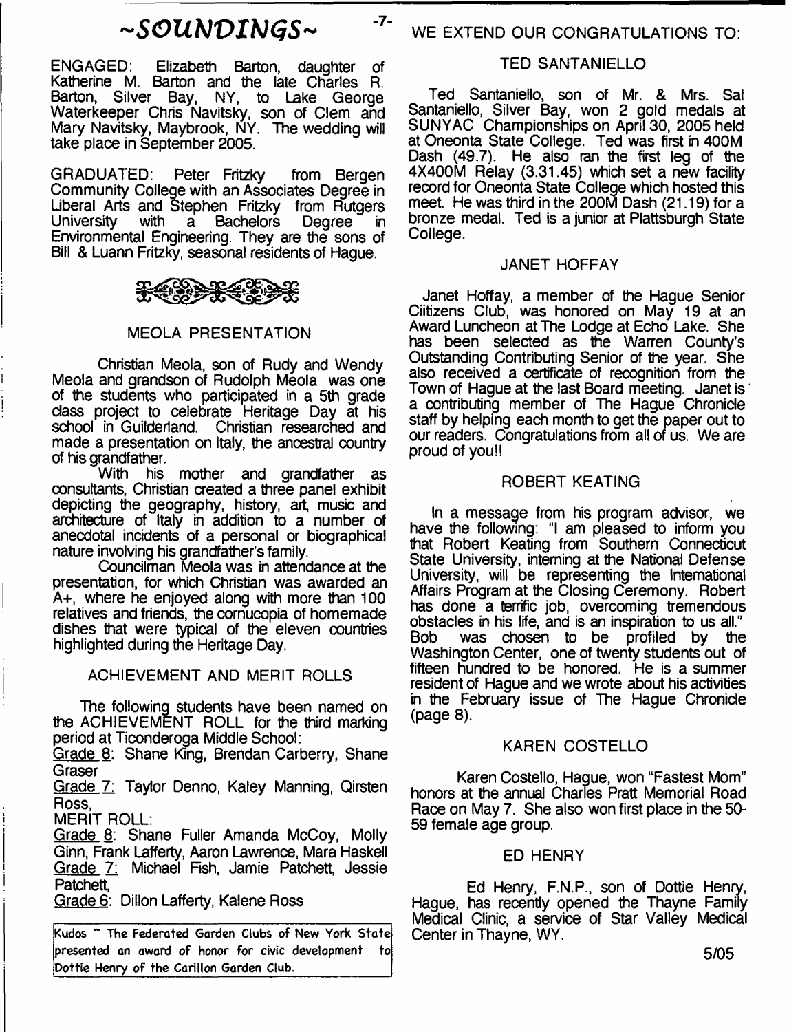# ~SOUNDINGS~

ENGAGED: Elizabeth Barton, daughter of Katherine M. Barton and the late Charles R. Barton, Silver Bay, NY, to Lake George Waterkeeper Chris Navitsky, son of Clem and Mary Navitsky, Maybrook, NY. The wedding will take place in September 2005.

GRADUATED: Peter Fritzky from Bergen Community College with an Associates Degree in Liberal Arts and Stephen Fritzky from Rutgers University with a Bachelors Degree in Environmental Engineering. They are the sons of Bill & Luann Fritzky, seasonal residents of Hague.

## MEOLA PRESENTATION

Christian Meola, son of Rudy and Wendy Meola and grandson of Rudolph Meola was one of the students who participated in a 5th grade class project to celebrate Heritage Day at his school in Guilderland. Christian researched and made a presentation on Italy, the ancestral country of his grandfather.

With his mother and grandfather as consultants, Christian created a three panel exhibit depicting the geography, history, art, music and architecture of Italy in addition to a number of anecdotal incidents of a personal or biographical nature involving his grandfather's family.

Councilman Meola was in attendance at the presentation, for which Christian was awarded an A+, where he enjoyed along with more than 100 relatives and friends, the cornucopia of homemade dishes that were typical of the eleven countries highlighted during the Heritage Day.

## ACHIEVEMENT AND MERIT ROLLS

The following students have been named on the ACHIEVEMENT ROLL for the third marking period at Ticonderoga Middle School:

Grade 8: Shane King, Brendan Carberry, Shane Graser

Grade 7: Taylor Denno, Kaley Manning, Qirsten Ross,

MERIT ROLL:

Grade 8: Shane Fuller Amanda McCoy, Molly Ginn, Frank Lafferty, Aaron Lawrence, Mara Haskell

Grade 7: Michael Fish, Jamie Patchett, Jessie Patchett,

Grade 6: Dillon Lafferty, Kalene Ross

Kudos ~ The Federated Garden Clubs of New York State presented an award of honor for civic development to Dottie Henry of the Carillon Garden Club.

## WE EXTEND OUR CONGRATULATIONS TO:

### TED SANTANIELLO

Ted Santaniello, son of Mr. & Mrs. Sal Santaniello, Silver Bay, won 2 gold medals at SUNYAC Championships on April 30, 2005 held at Oneonta State College. Ted was first in 400M Dash (49.7). He also ran the first leg of the 4X400M Relay (3.31.45) which set a new facility record for Oneonta State College which hosted this meet. He was third in the 200M Dash (21.19) for a bronze medal. Ted is a junior at Plattsburgh State College.

### JANET HOFFAY

Janet Hoffay, a member of the Hague Senior Ciitizens Club, was honored on May 19 at an Award Luncheon at The Lodge at Echo Lake. She has been selected as the Warren County's Outstanding Contributing Senior of the year. She also received a certificate of recognition from the Town of Hague at the last Board meeting. Janet is a contributing member of The Hague Chronicle staff by helping each month to get the paper out to our readers. Congratulations from all of us. We are proud of you!!

### ROBERT KEATING

In a message from his program advisor, we have the following: "I am pleased to inform you that Robert Keating from Southern Connecticut State University, interning at the National Defense University, will be representing the International Affairs Program at the Closing Ceremony. Robert has done a terrific job, overcoming tremendous obstacles in his life, and is an inspiration to us all." Bob was chosen to be profiled by the Washington Center, one of twenty students out of fifteen hundred to be honored. He is a summer resident of Hague and we wrote about his activities in the February issue of The Hague Chronicle (page 8).

### KAREN COSTELLO

Karen Costello, Hague, won "Fastest Mom" honors at the annual Charles Pratt Memorial Road Race on May 7. She also won first place in the 50-59 female age group.

### ED HENRY

Ed Henry, F.N.P., son of Dottie Henry, Hague, has recently opened the Thayne Family Medical Clinic, a service of Star Valley Medical Center in Thayne, WY.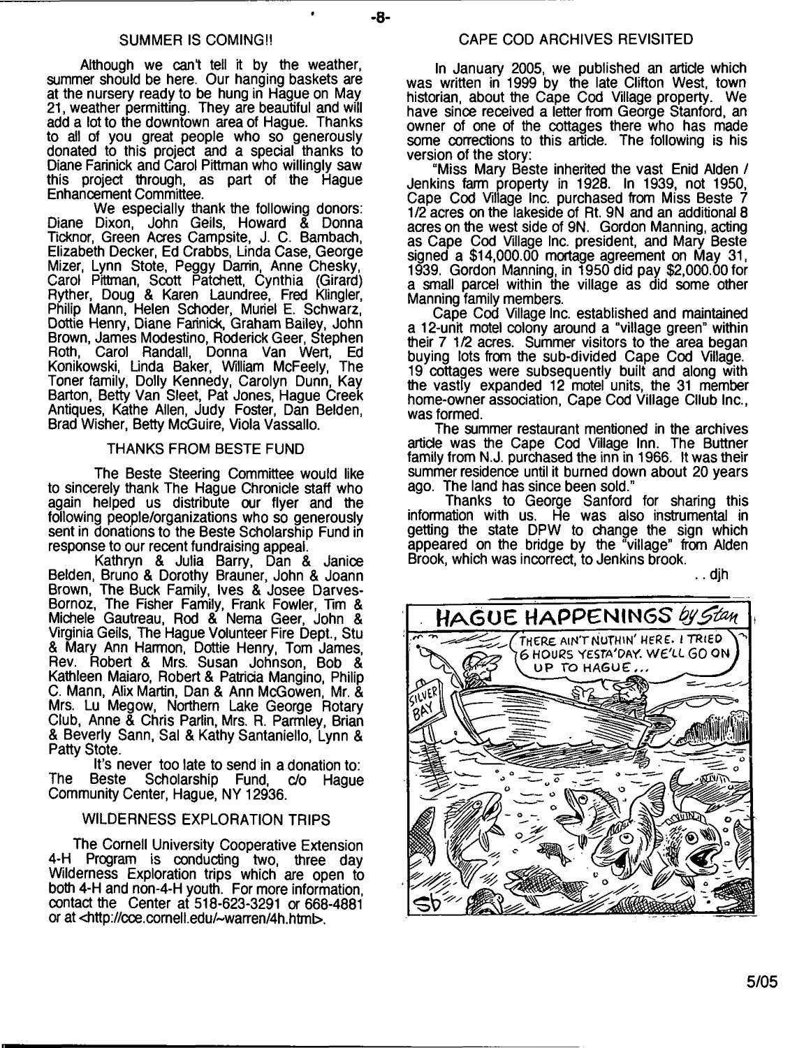## SUMMER IS COMING!!

Although we can't tell it by the weather, summer should be here. Our hanging baskets are at the nursery ready to be hung in Hague on May 21, weather permitting. They are beautiful and will add a lot to the downtown area of Hague. Thanks to all of you great people who so generously donated to this project and a special thanks to Diane Farinick and Carol Pittman who willingly saw this project through, as part of the Hague Enhancement Committee.

We especially thank the following donors: Diane Dixon, John Geils, Howard & Donna Ticknor, Green Acres Campsite, J. C. Bambach, Elizabeth Decker, Ed Crabbs, Linda Case, George Mizer, Lynn Stote, Peggy Darrin, Anne Chesky, Carol Pittman, Scott Patchett, Cynthia (Girard) Ryther, Doug & Karen Laundree, Fred Klingler, Philip Mann, Helen Schoder, Muriel E. Schwarz, Dottie Henry, Diane Farinick, Graham Bailey, John Brown, James Modestino, Roderick Geer, Stephen Roth, Carol Randall, Donna Van Wert, Ed Konikowski, Linda Baker, William McFeely, The Toner family, Dolly Kennedy, Carolyn Dunn, Kay Barton, Betty Van Sleet, Pat Jones, Hague Creek Antiques, Kathe Allen, Judy Foster, Dan Belden, Brad Wisher, Betty McGuire, Viola Vassallo.

## THANKS FROM BESTE FUND

The Beste Steering Committee would like to sincerely thank The Hague Chronicle staff who again helped us distribute our flyer and the following people/organizations who so generously sent in donations to the Beste Scholarship Fund in response to our recent fundraising appeal.

Kathryn & Julia Barry, Dan & Janice Belden, Bruno & Dorothy Brauner, John & Joann Brown, The Buck Family, Ives & Josee Darves-Bornoz, The Fisher Family, Frank Fowler, Tim & Michele Gautreau, Rod & Nema Geer, John & Virginia Geils, The Hague Volunteer Fire Dept., Stu & Mary Ann Harmon, Dottie Henry, Tom James, Rev. Robert & Mrs. Susan Johnson, Bob & Kathleen Maiaro, Robert & Patricia Mangino, Philip C. Mann, Alix Martin, Dan & Ann McGowen, Mr. & Mrs. Lu Megow, Northern Lake George Rotary Club, Anne & Chris Parlin, Mrs. R. Parmley, Brian & Beverly Sann, Sal & Kathy Santaniello, Lynn & Patty Stote.

It's never too late to send in a donation to: The Beste Scholarship Fund, c/o Hague Community Center, Hague, NY 12936.

## WILDERNESS EXPLORATION TRIPS

The Cornell University Cooperative Extension 4-H Program is conducting two, three day Wilderness Exploration trips which are open to both 4-H and non-4-H youth. For more information, contact the Center at 518-623-3291 or 668-4881 or at <http://cce.cornell.edu/~warren/4h.html>.

## CAPE COD ARCHIVES REVISITED

In January 2005, we published an article which was written in 1999 by the late Clifton West, town historian, about the Cape Cod Village property. We have since received a letter from George Stanford, an owner of one of the cottages there who has made some corrections to this article. The following is his version of the story:

"Miss Mary Beste inherited the vast Enid Alden / Jenkins farm property in 1928. In 1939, not 1950, Cape Cod Village Inc. purchased from Miss Beste 7 1/2 acres on the lakeside of Rt. 9N and an additional 8 acres on the west side of 9N. Gordon Manning, acting as Cape Cod Village Inc. president, and Mary Beste signed a $14,000.00 mortage agreement on May 31, 1939. Gordon Manning, in 1950 did pay $2,000.00 for a small parcel within the village as did some other Manning family members.

Cape Cod Village Inc. established and maintained a 12-unit motel colony around a "village green" within their 7 1/2 acres. Summer visitors to the area began buying lots from the sub-divided Cape Cod Village. 19 cottages were subsequently built and along with the vastly expanded 12 motel units, the 31 member home-owner association, Cape Cod Village Cllub Inc., was formed.

The summer restaurant mentioned in the archives article was the Cape Cod Village Inn. The Buttner family from N.J. purchased the inn in 1966. It was their summer residence until it burned down about 20 years ago. The land has since been sold."

Thanks to George Sanford for sharing this information with us. He was also instrumental in getting the state DPW to change the sign which appeared on the bridge by the "village" from Alden Brook, which was incorrect, to Jenkins brook.

..djh

HAGUE HAPPENINGS by Stan

THERE AIN'T NUTHIN' HERE. I TRIED 6 HOURS YESTA'DAY. WE'LL GO ON UP TO HAGUE...

SILVER BAY

5/05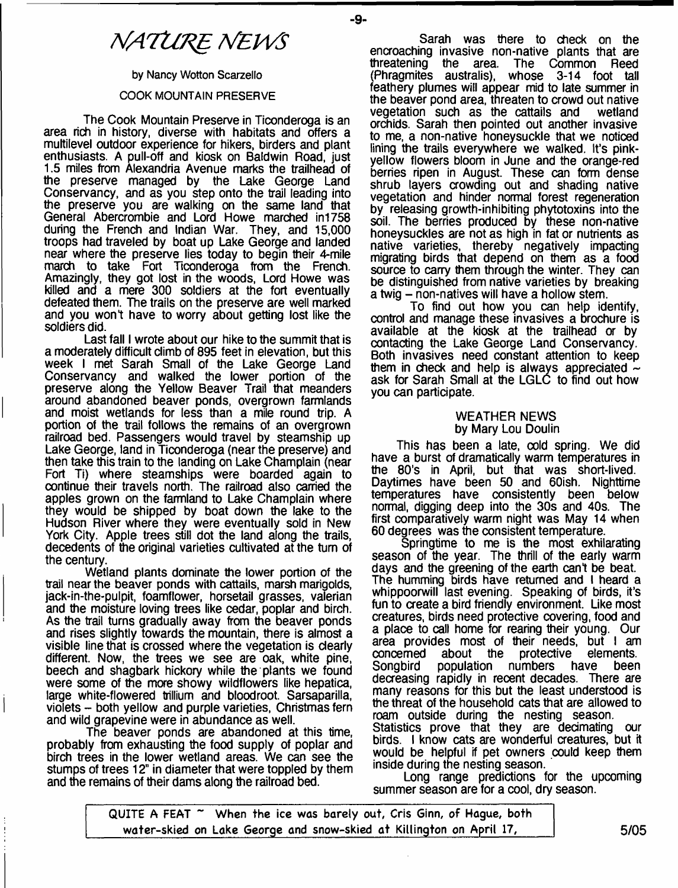# NATURE NEWS

by Nancy Wotton Scarzello

COOK MOUNTAIN PRESERVE

The Cook Mountain Preserve in Ticonderoga is an area rich in history, diverse with habitats and offers a multilevel outdoor experience for hikers, birders and plant enthusiasts. A pull-off and kiosk on Baldwin Road, just 1.5 miles from Alexandria Avenue marks the trailhead of the preserve managed by the Lake George Land Conservancy, and as you step onto the trail leading into the preserve you are walking on the same land that General Abercrombie and Lord Howe marched in1758 during the French and Indian War. They, and 15,000 troops had traveled by boat up Lake George and landed near where the preserve lies today to begin their 4-mile march to take Fort Ticonderoga from the French. Amazingly, they got lost in the woods, Lord Howe was killed and a mere 300 soldiers at the fort eventually defeated them. The trails on the preserve are well marked and you won't have to worry about getting lost like the soldiers did.

Last fall I wrote about our hike to the summit that is a moderately difficult climb of 895 feet in elevation, but this week I met Sarah Small of the Lake George Land Conservancy and walked the lower portion of the preserve along the Yellow Beaver Trail that meanders around abandoned beaver ponds, overgrown farmlands and moist wetlands for less than a mile round trip. A portion of the trail follows the remains of an overgrown railroad bed. Passengers would travel by steamship up Lake George, land in Ticonderoga (near the preserve) and then take this train to the landing on Lake Champlain (near Fort Ti) where steamships were boarded again to continue their travels north. The railroad also carried the apples grown on the farmland to Lake Champlain where they would be shipped by boat down the lake to the Hudson River where they were eventually sold in New York City. Apple trees still dot the land along the trails, decedents of the original varieties cultivated at the turn of the century.

Wetland plants dominate the lower portion of the trail near the beaver ponds with cattails, marsh marigolds, jack-in-the-pulpit, foamflower, horsetail grasses, valerian and the moisture loving trees like cedar, poplar and birch. As the trail turns gradually away from the beaver ponds and rises slightly towards the mountain, there is almost a visible line that is crossed where the vegetation is clearly different. Now, the trees we see are oak, white pine, beech and shagbark hickory while the plants we found were some of the more showy wildflowers like hepatica, large white-flowered trillium and bloodroot. Sarsaparilla, violets – both yellow and purple varieties, Christmas fern and wild grapevine were in abundance as well.

The beaver ponds are abandoned at this time, probably from exhausting the food supply of poplar and birch trees in the lower wetland areas. We can see the stumps of trees 12" in diameter that were toppled by them and the remains of their dams along the railroad bed.

Sarah was there to check on the encroaching invasive non-native plants that are threatening the area. The Common Reed (Phragmites australis), whose 3-14 foot tall feathery plumes will appear mid to late summer in the beaver pond area, threaten to crowd out native vegetation such as the cattails and wetland orchids. Sarah then pointed out another invasive to me, a non-native honeysuckle that we noticed lining the trails everywhere we walked. It's pink-yellow flowers bloom in June and the orange-red berries ripen in August. These can form dense shrub layers crowding out and shading native vegetation and hinder normal forest regeneration by releasing growth-inhibiting phytotoxins into the soil. The berries produced by these non-native honeysuckles are not as high in fat or nutrients as native varieties, thereby negatively impacting migrating birds that depend on them as a food source to carry them through the winter. They can be distinguished from native varieties by breaking a twig – non-natives will have a hollow stem.

To find out how you can help identify, control and manage these invasives a brochure is available at the kiosk at the trailhead or by contacting the Lake George Land Conservancy. Both invasives need constant attention to keep them in check and help is always appreciated ~ ask for Sarah Small at the LGLC to find out how you can participate.

## WEATHER NEWS

by Mary Lou Doulin

This has been a late, cold spring. We did have a burst of dramatically warm temperatures in the 80's in April, but that was short-lived. Daytimes have been 50 and 60ish. Nighttime temperatures have consistently been below normal, digging deep into the 30s and 40s. The first comparatively warm night was May 14 when 60 degrees was the consistent temperature.

Springtime to me is the most exhilarating season of the year. The thrill of the early warm days and the greening of the earth can't be beat. The humming birds have returned and I heard a whippoorwill last evening. Speaking of birds, it's fun to create a bird friendly environment. Like most creatures, birds need protective covering, food and a place to call home for rearing their young. Our area provides most of their needs, but I am concerned about the protective elements. Songbird population numbers have been decreasing rapidly in recent decades. There are many reasons for this but the least understood is the threat of the household cats that are allowed to roam outside during the nesting season. Statistics prove that they are decimating our birds. I know cats are wonderful creatures, but it would be helpful if pet owners could keep them inside during the nesting season.

Long range predictions for the upcoming summer season are for a cool, dry season.

QUITE A FEAT ~ When the ice was barely out, Cris Ginn, of Hague, both water-skied on Lake George and snow-skied at Killington on April 17,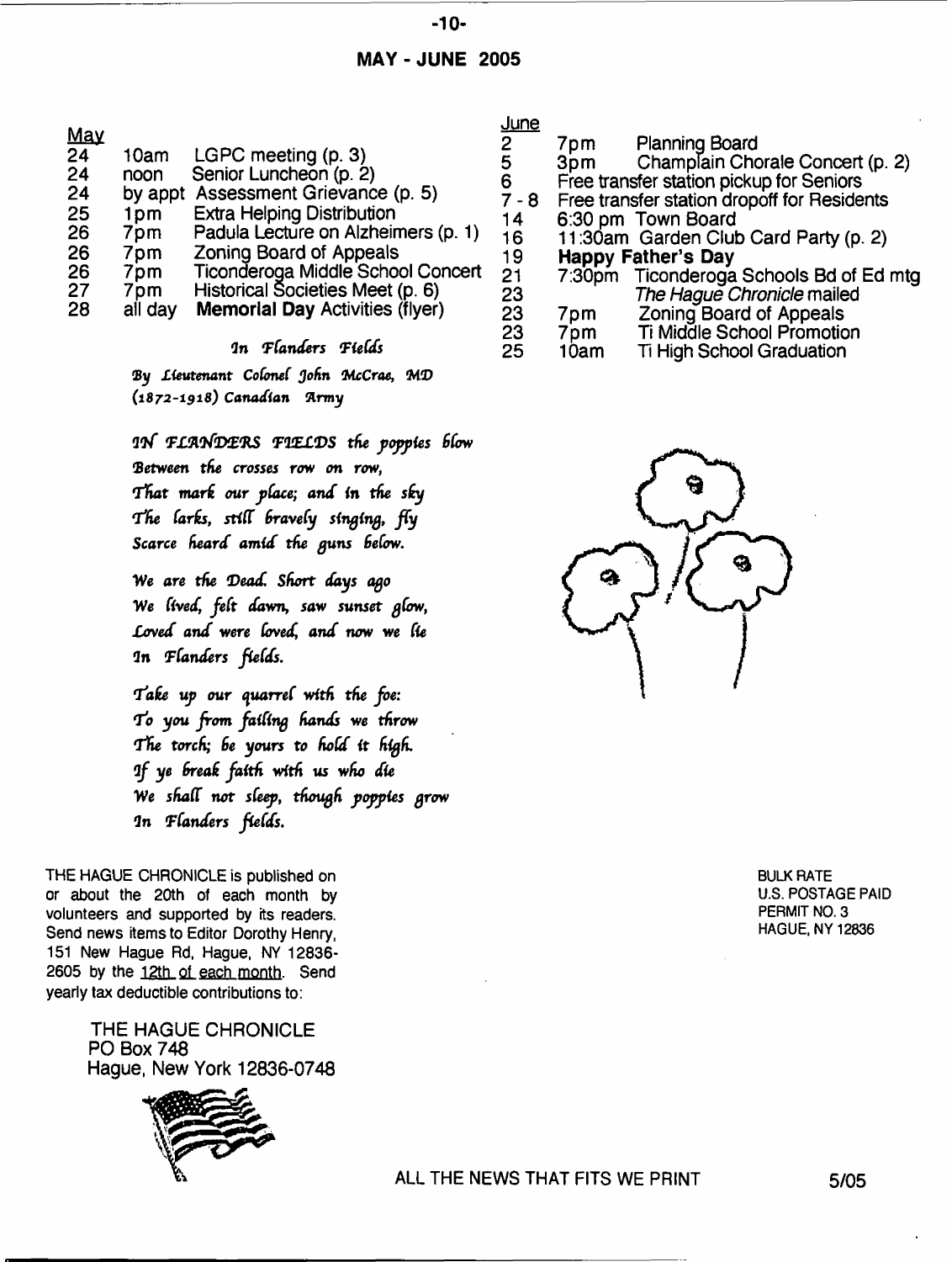## MAY - JUNE 2005

| May | | |
|---|---|---|
| 24 | 10am | LGPC meeting (p. 3) |
| 24 | noon | Senior Luncheon (p. 2) |
| 24 | by appt | Assessment Grievance (p. 5) |
| 25 | 1pm | Extra Helping Distribution |
| 26 | 7pm | Padula Lecture on Alzheimers (p. 1) |
| 26 | 7pm | Zoning Board of Appeals |
| 26 | 7pm | Ticonderoga Middle School Concert |
| 27 | 7pm | Historical Societies Meet (p. 6) |
| 28 | all day | **Memorial Day** Activities (flyer) |

### *In Flanders Fields*

*By Lieutenant Colonel John McCrae, MD (1872-1918) Canadian Army*

*IN FLANDERS FIELDS the poppies blow*
*Between the crosses row on row,*
*That mark our place; and in the sky*
*The larks, still bravely singing, fly*
*Scarce heard amid the guns below.*

*We are the Dead. Short days ago*
*We lived, felt dawn, saw sunset glow,*
*Loved and were loved, and now we lie*
*In Flanders fields.*

*Take up our quarrel with the foe:*
*To you from failing hands we throw*
*The torch; be yours to hold it high.*
*If ye break faith with us who die*
*We shall not sleep, though poppies grow*
*In Flanders fields.*

| June | | |
|---|---|---|
| 2 | 7pm | Planning Board |
| 5 | 3pm | Champlain Chorale Concert (p. 2) |
| 6 | | Free transfer station pickup for Seniors |
| 7 - 8 | | Free transfer station dropoff for Residents |
| 14 | 6:30 pm | Town Board |
| 16 | 11:30am | Garden Club Card Party (p. 2) |
| 19 | | **Happy Father's Day** |
| 21 | 7:30pm | Ticonderoga Schools Bd of Ed mtg |
| 23 | | *The Hague Chronicle* mailed |
| 23 | 7pm | Zoning Board of Appeals |
| 23 | 7pm | Ti Middle School Promotion |
| 25 | 10am | Ti High School Graduation |

THE HAGUE CHRONICLE is published on or about the 20th of each month by volunteers and supported by its readers. Send news items to Editor Dorothy Henry, 151 New Hague Rd, Hague, NY 12836-2605 by the 12th of each month. Send yearly tax deductible contributions to:

THE HAGUE CHRONICLE
PO Box 748
Hague, New York 12836-0748

BULK RATE
U.S. POSTAGE PAID
PERMIT NO. 3
HAGUE, NY 12836

ALL THE NEWS THAT FITS WE PRINT

5/05